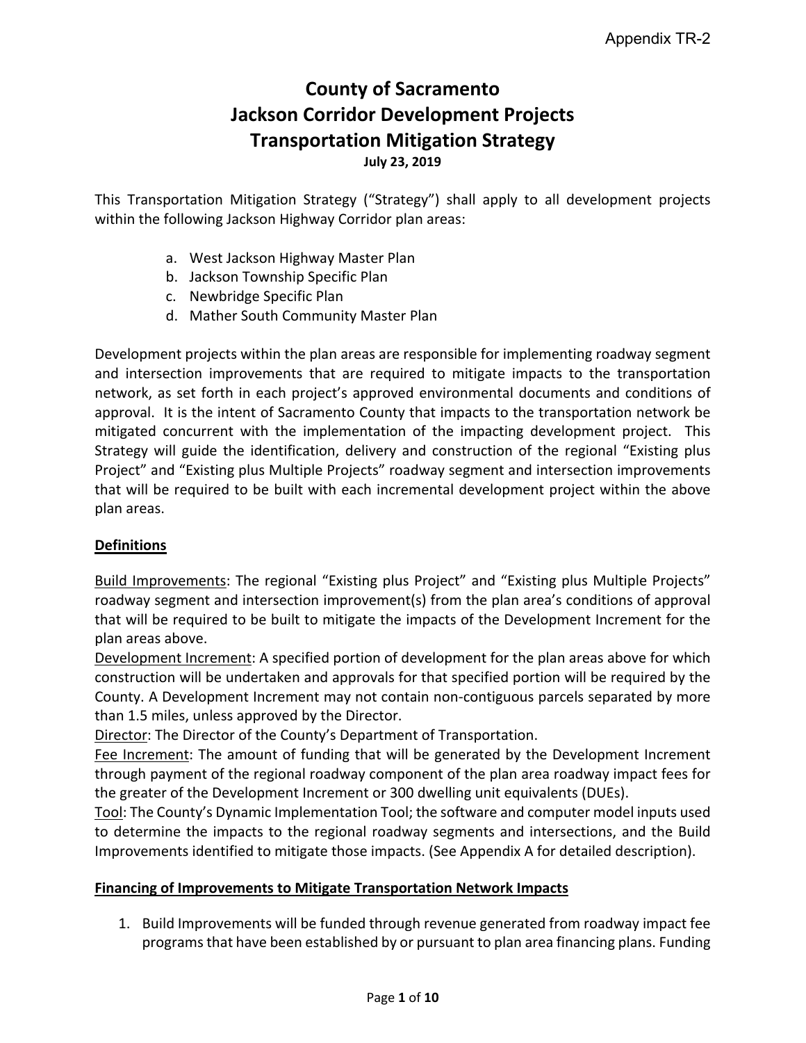Appendix TR-2

# County of Sacramento
# Jackson Corridor Development Projects
# Transportation Mitigation Strategy

**July 23, 2019**

This Transportation Mitigation Strategy ("Strategy") shall apply to all development projects within the following Jackson Highway Corridor plan areas:

a. West Jackson Highway Master Plan
b. Jackson Township Specific Plan
c. Newbridge Specific Plan
d. Mather South Community Master Plan

Development projects within the plan areas are responsible for implementing roadway segment and intersection improvements that are required to mitigate impacts to the transportation network, as set forth in each project's approved environmental documents and conditions of approval. It is the intent of Sacramento County that impacts to the transportation network be mitigated concurrent with the implementation of the impacting development project. This Strategy will guide the identification, delivery and construction of the regional "Existing plus Project" and "Existing plus Multiple Projects" roadway segment and intersection improvements that will be required to be built with each incremental development project within the above plan areas.

## Definitions

Build Improvements: The regional "Existing plus Project" and "Existing plus Multiple Projects" roadway segment and intersection improvement(s) from the plan area's conditions of approval that will be required to be built to mitigate the impacts of the Development Increment for the plan areas above.

Development Increment: A specified portion of development for the plan areas above for which construction will be undertaken and approvals for that specified portion will be required by the County. A Development Increment may not contain non-contiguous parcels separated by more than 1.5 miles, unless approved by the Director.

Director: The Director of the County's Department of Transportation.

Fee Increment: The amount of funding that will be generated by the Development Increment through payment of the regional roadway component of the plan area roadway impact fees for the greater of the Development Increment or 300 dwelling unit equivalents (DUEs).

Tool: The County's Dynamic Implementation Tool; the software and computer model inputs used to determine the impacts to the regional roadway segments and intersections, and the Build Improvements identified to mitigate those impacts. (See Appendix A for detailed description).

## Financing of Improvements to Mitigate Transportation Network Impacts

1. Build Improvements will be funded through revenue generated from roadway impact fee programs that have been established by or pursuant to plan area financing plans. Funding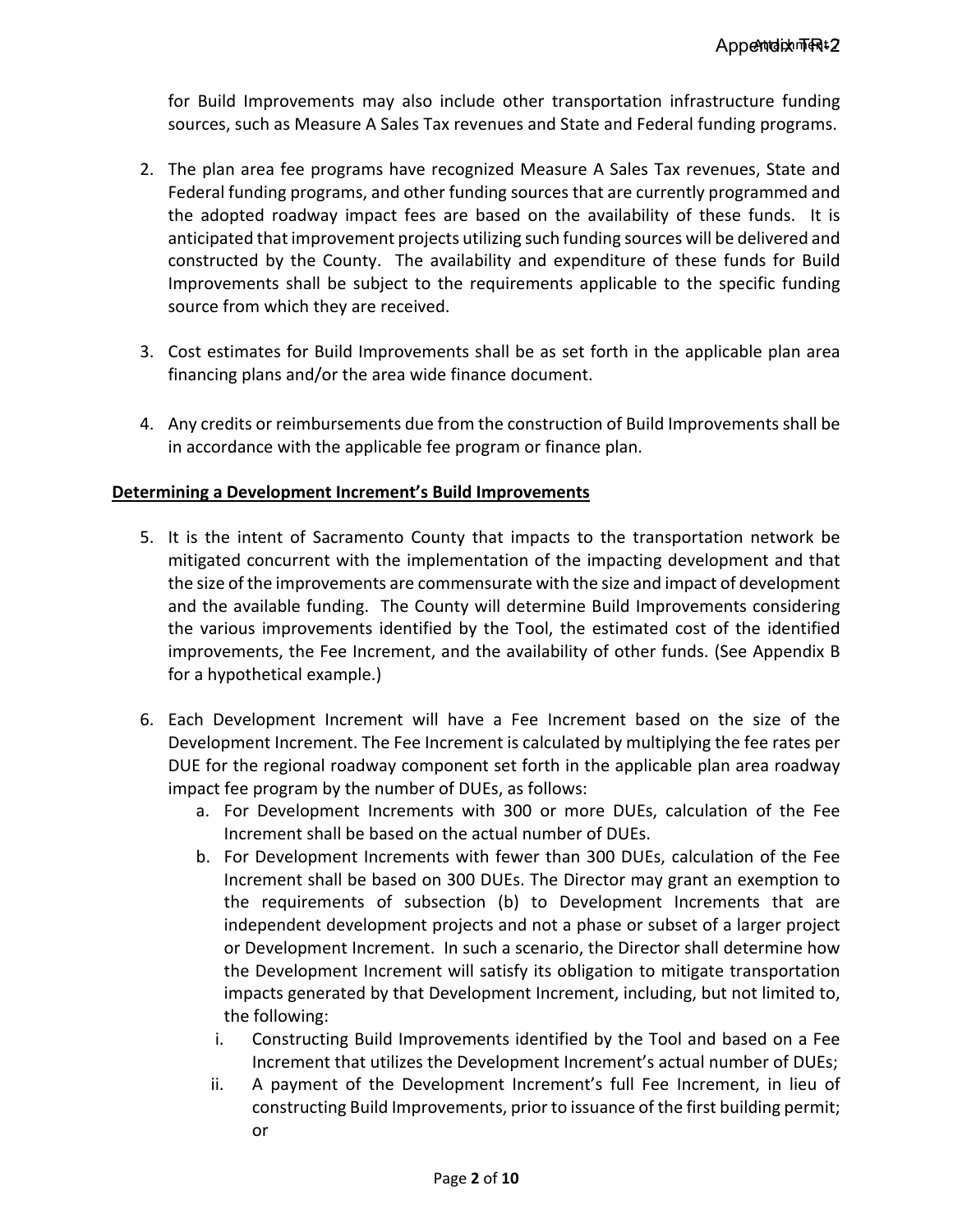for Build Improvements may also include other transportation infrastructure funding sources, such as Measure A Sales Tax revenues and State and Federal funding programs.

2. The plan area fee programs have recognized Measure A Sales Tax revenues, State and Federal funding programs, and other funding sources that are currently programmed and the adopted roadway impact fees are based on the availability of these funds. It is anticipated that improvement projects utilizing such funding sources will be delivered and constructed by the County. The availability and expenditure of these funds for Build Improvements shall be subject to the requirements applicable to the specific funding source from which they are received.

3. Cost estimates for Build Improvements shall be as set forth in the applicable plan area financing plans and/or the area wide finance document.

4. Any credits or reimbursements due from the construction of Build Improvements shall be in accordance with the applicable fee program or finance plan.

**Determining a Development Increment's Build Improvements**

5. It is the intent of Sacramento County that impacts to the transportation network be mitigated concurrent with the implementation of the impacting development and that the size of the improvements are commensurate with the size and impact of development and the available funding. The County will determine Build Improvements considering the various improvements identified by the Tool, the estimated cost of the identified improvements, the Fee Increment, and the availability of other funds. (See Appendix B for a hypothetical example.)

6. Each Development Increment will have a Fee Increment based on the size of the Development Increment. The Fee Increment is calculated by multiplying the fee rates per DUE for the regional roadway component set forth in the applicable plan area roadway impact fee program by the number of DUEs, as follows:
   a. For Development Increments with 300 or more DUEs, calculation of the Fee Increment shall be based on the actual number of DUEs.
   b. For Development Increments with fewer than 300 DUEs, calculation of the Fee Increment shall be based on 300 DUEs. The Director may grant an exemption to the requirements of subsection (b) to Development Increments that are independent development projects and not a phase or subset of a larger project or Development Increment. In such a scenario, the Director shall determine how the Development Increment will satisfy its obligation to mitigate transportation impacts generated by that Development Increment, including, but not limited to, the following:
      i. Constructing Build Improvements identified by the Tool and based on a Fee Increment that utilizes the Development Increment's actual number of DUEs;
      ii. A payment of the Development Increment's full Fee Increment, in lieu of constructing Build Improvements, prior to issuance of the first building permit; or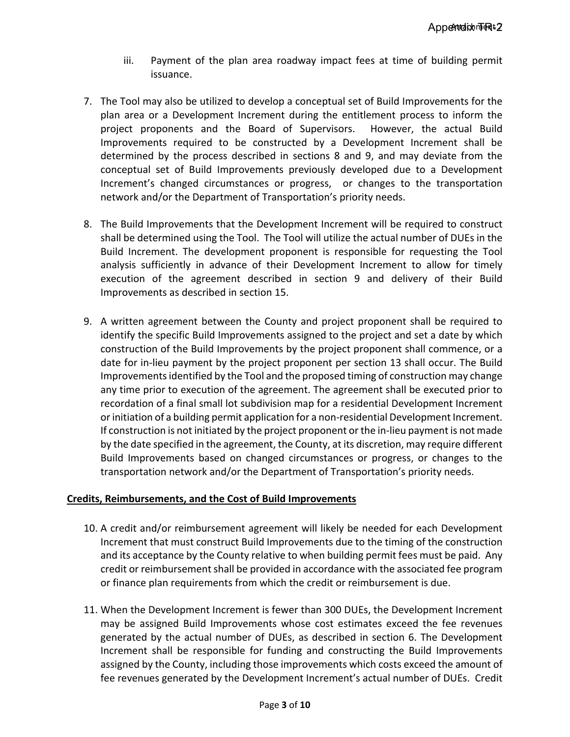iii. Payment of the plan area roadway impact fees at time of building permit issuance.

7. The Tool may also be utilized to develop a conceptual set of Build Improvements for the plan area or a Development Increment during the entitlement process to inform the project proponents and the Board of Supervisors. However, the actual Build Improvements required to be constructed by a Development Increment shall be determined by the process described in sections 8 and 9, and may deviate from the conceptual set of Build Improvements previously developed due to a Development Increment's changed circumstances or progress, or changes to the transportation network and/or the Department of Transportation's priority needs.

8. The Build Improvements that the Development Increment will be required to construct shall be determined using the Tool. The Tool will utilize the actual number of DUEs in the Build Increment. The development proponent is responsible for requesting the Tool analysis sufficiently in advance of their Development Increment to allow for timely execution of the agreement described in section 9 and delivery of their Build Improvements as described in section 15.

9. A written agreement between the County and project proponent shall be required to identify the specific Build Improvements assigned to the project and set a date by which construction of the Build Improvements by the project proponent shall commence, or a date for in-lieu payment by the project proponent per section 13 shall occur. The Build Improvements identified by the Tool and the proposed timing of construction may change any time prior to execution of the agreement. The agreement shall be executed prior to recordation of a final small lot subdivision map for a residential Development Increment or initiation of a building permit application for a non-residential Development Increment. If construction is not initiated by the project proponent or the in-lieu payment is not made by the date specified in the agreement, the County, at its discretion, may require different Build Improvements based on changed circumstances or progress, or changes to the transportation network and/or the Department of Transportation's priority needs.

**Credits, Reimbursements, and the Cost of Build Improvements**

10. A credit and/or reimbursement agreement will likely be needed for each Development Increment that must construct Build Improvements due to the timing of the construction and its acceptance by the County relative to when building permit fees must be paid. Any credit or reimbursement shall be provided in accordance with the associated fee program or finance plan requirements from which the credit or reimbursement is due.

11. When the Development Increment is fewer than 300 DUEs, the Development Increment may be assigned Build Improvements whose cost estimates exceed the fee revenues generated by the actual number of DUEs, as described in section 6. The Development Increment shall be responsible for funding and constructing the Build Improvements assigned by the County, including those improvements which costs exceed the amount of fee revenues generated by the Development Increment's actual number of DUEs. Credit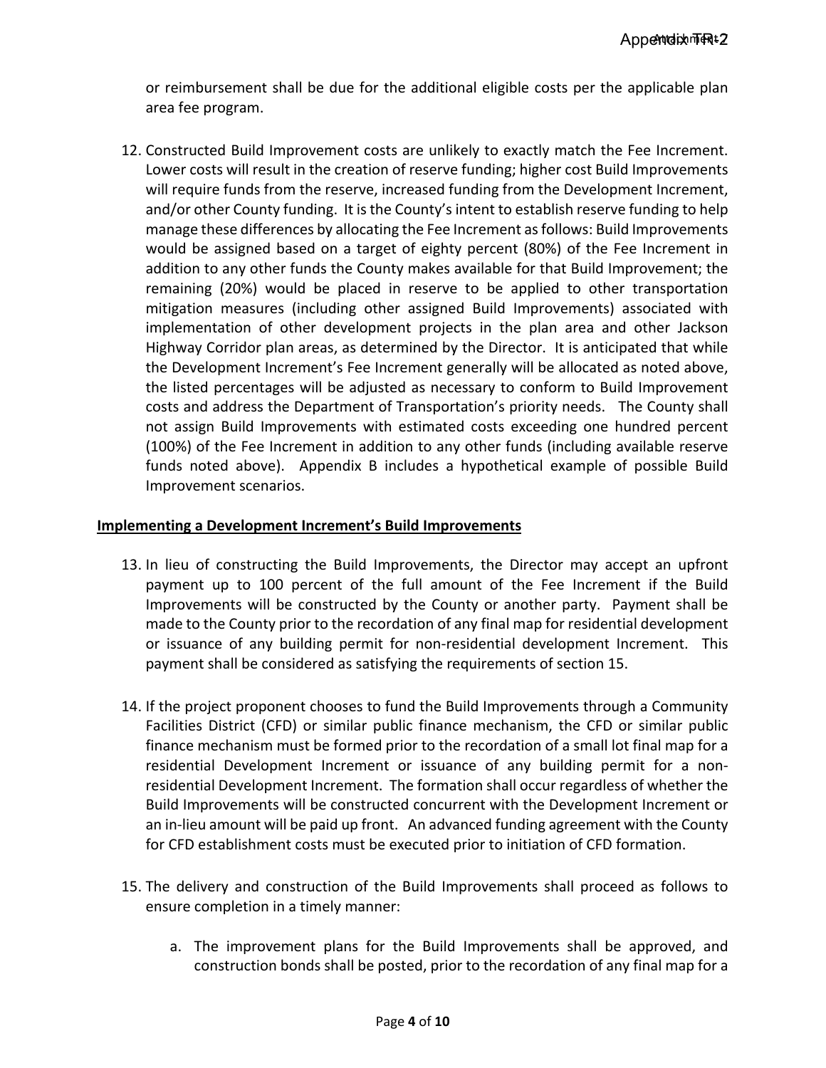or reimbursement shall be due for the additional eligible costs per the applicable plan area fee program.

12. Constructed Build Improvement costs are unlikely to exactly match the Fee Increment. Lower costs will result in the creation of reserve funding; higher cost Build Improvements will require funds from the reserve, increased funding from the Development Increment, and/or other County funding. It is the County's intent to establish reserve funding to help manage these differences by allocating the Fee Increment as follows: Build Improvements would be assigned based on a target of eighty percent (80%) of the Fee Increment in addition to any other funds the County makes available for that Build Improvement; the remaining (20%) would be placed in reserve to be applied to other transportation mitigation measures (including other assigned Build Improvements) associated with implementation of other development projects in the plan area and other Jackson Highway Corridor plan areas, as determined by the Director. It is anticipated that while the Development Increment's Fee Increment generally will be allocated as noted above, the listed percentages will be adjusted as necessary to conform to Build Improvement costs and address the Department of Transportation's priority needs. The County shall not assign Build Improvements with estimated costs exceeding one hundred percent (100%) of the Fee Increment in addition to any other funds (including available reserve funds noted above). Appendix B includes a hypothetical example of possible Build Improvement scenarios.

**Implementing a Development Increment's Build Improvements**

13. In lieu of constructing the Build Improvements, the Director may accept an upfront payment up to 100 percent of the full amount of the Fee Increment if the Build Improvements will be constructed by the County or another party. Payment shall be made to the County prior to the recordation of any final map for residential development or issuance of any building permit for non-residential development Increment. This payment shall be considered as satisfying the requirements of section 15.

14. If the project proponent chooses to fund the Build Improvements through a Community Facilities District (CFD) or similar public finance mechanism, the CFD or similar public finance mechanism must be formed prior to the recordation of a small lot final map for a residential Development Increment or issuance of any building permit for a non-residential Development Increment. The formation shall occur regardless of whether the Build Improvements will be constructed concurrent with the Development Increment or an in-lieu amount will be paid up front. An advanced funding agreement with the County for CFD establishment costs must be executed prior to initiation of CFD formation.

15. The delivery and construction of the Build Improvements shall proceed as follows to ensure completion in a timely manner:

    a. The improvement plans for the Build Improvements shall be approved, and construction bonds shall be posted, prior to the recordation of any final map for a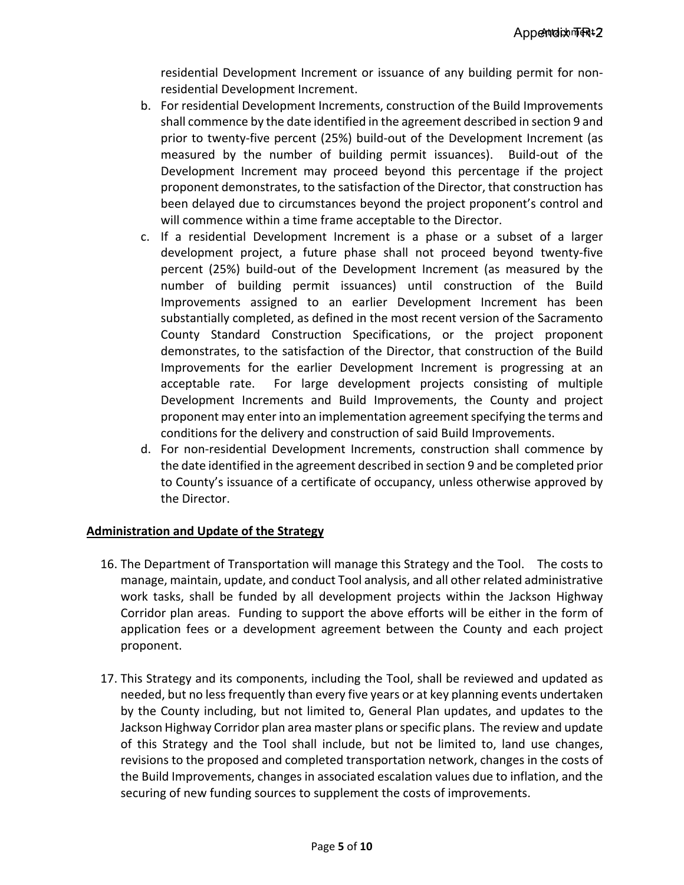residential Development Increment or issuance of any building permit for non-residential Development Increment.

b. For residential Development Increments, construction of the Build Improvements shall commence by the date identified in the agreement described in section 9 and prior to twenty-five percent (25%) build-out of the Development Increment (as measured by the number of building permit issuances). Build-out of the Development Increment may proceed beyond this percentage if the project proponent demonstrates, to the satisfaction of the Director, that construction has been delayed due to circumstances beyond the project proponent's control and will commence within a time frame acceptable to the Director.

c. If a residential Development Increment is a phase or a subset of a larger development project, a future phase shall not proceed beyond twenty-five percent (25%) build-out of the Development Increment (as measured by the number of building permit issuances) until construction of the Build Improvements assigned to an earlier Development Increment has been substantially completed, as defined in the most recent version of the Sacramento County Standard Construction Specifications, or the project proponent demonstrates, to the satisfaction of the Director, that construction of the Build Improvements for the earlier Development Increment is progressing at an acceptable rate. For large development projects consisting of multiple Development Increments and Build Improvements, the County and project proponent may enter into an implementation agreement specifying the terms and conditions for the delivery and construction of said Build Improvements.

d. For non-residential Development Increments, construction shall commence by the date identified in the agreement described in section 9 and be completed prior to County's issuance of a certificate of occupancy, unless otherwise approved by the Director.

**Administration and Update of the Strategy**

16. The Department of Transportation will manage this Strategy and the Tool. The costs to manage, maintain, update, and conduct Tool analysis, and all other related administrative work tasks, shall be funded by all development projects within the Jackson Highway Corridor plan areas. Funding to support the above efforts will be either in the form of application fees or a development agreement between the County and each project proponent.

17. This Strategy and its components, including the Tool, shall be reviewed and updated as needed, but no less frequently than every five years or at key planning events undertaken by the County including, but not limited to, General Plan updates, and updates to the Jackson Highway Corridor plan area master plans or specific plans. The review and update of this Strategy and the Tool shall include, but not be limited to, land use changes, revisions to the proposed and completed transportation network, changes in the costs of the Build Improvements, changes in associated escalation values due to inflation, and the securing of new funding sources to supplement the costs of improvements.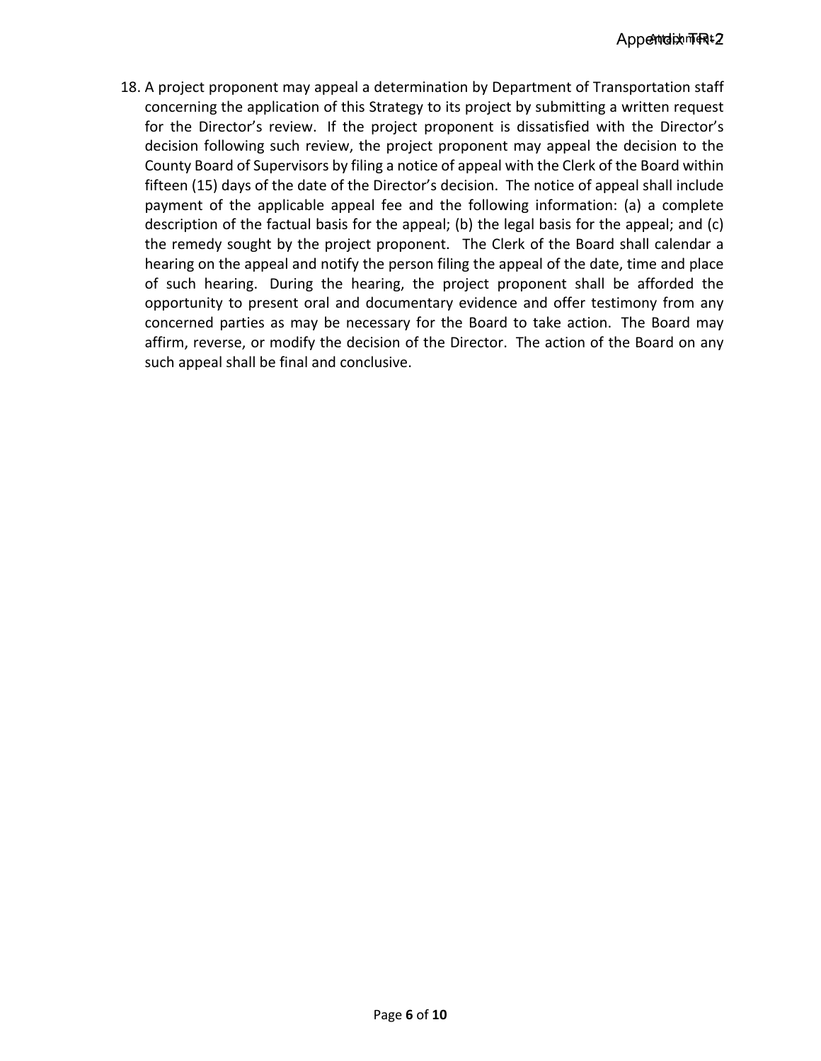18. A project proponent may appeal a determination by Department of Transportation staff concerning the application of this Strategy to its project by submitting a written request for the Director's review. If the project proponent is dissatisfied with the Director's decision following such review, the project proponent may appeal the decision to the County Board of Supervisors by filing a notice of appeal with the Clerk of the Board within fifteen (15) days of the date of the Director's decision. The notice of appeal shall include payment of the applicable appeal fee and the following information: (a) a complete description of the factual basis for the appeal; (b) the legal basis for the appeal; and (c) the remedy sought by the project proponent. The Clerk of the Board shall calendar a hearing on the appeal and notify the person filing the appeal of the date, time and place of such hearing. During the hearing, the project proponent shall be afforded the opportunity to present oral and documentary evidence and offer testimony from any concerned parties as may be necessary for the Board to take action. The Board may affirm, reverse, or modify the decision of the Director. The action of the Board on any such appeal shall be final and conclusive.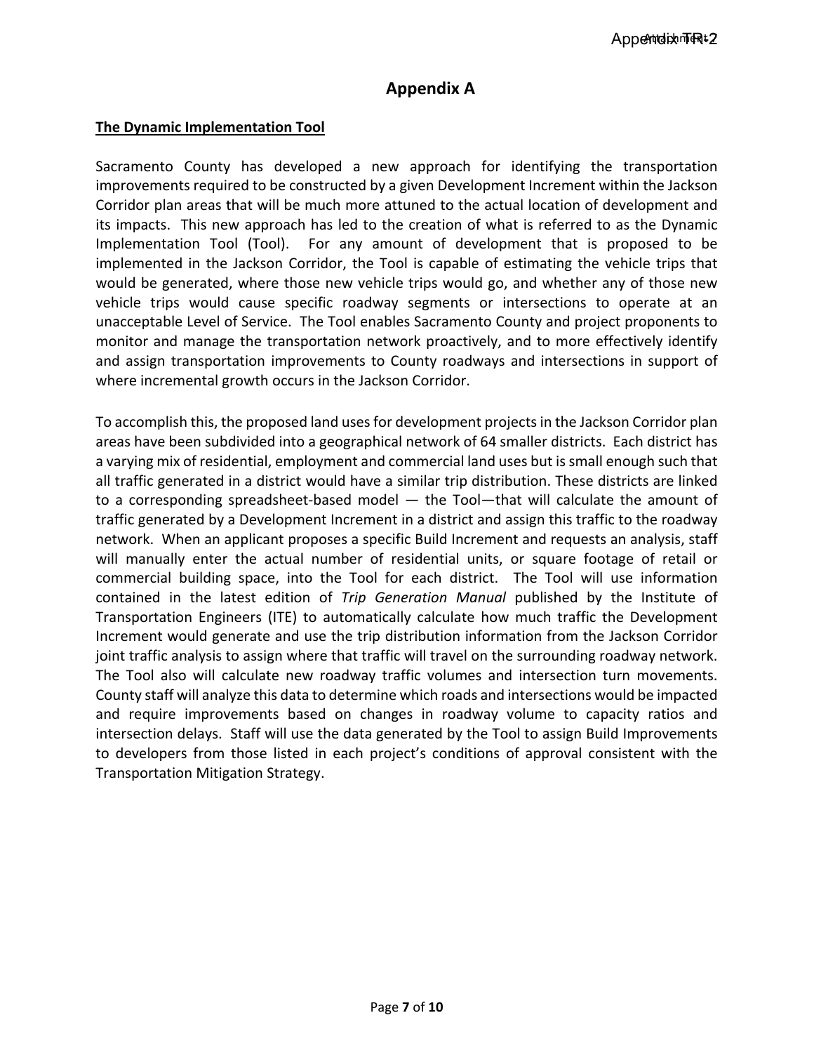# Appendix A

**The Dynamic Implementation Tool**

Sacramento County has developed a new approach for identifying the transportation improvements required to be constructed by a given Development Increment within the Jackson Corridor plan areas that will be much more attuned to the actual location of development and its impacts. This new approach has led to the creation of what is referred to as the Dynamic Implementation Tool (Tool). For any amount of development that is proposed to be implemented in the Jackson Corridor, the Tool is capable of estimating the vehicle trips that would be generated, where those new vehicle trips would go, and whether any of those new vehicle trips would cause specific roadway segments or intersections to operate at an unacceptable Level of Service. The Tool enables Sacramento County and project proponents to monitor and manage the transportation network proactively, and to more effectively identify and assign transportation improvements to County roadways and intersections in support of where incremental growth occurs in the Jackson Corridor.

To accomplish this, the proposed land uses for development projects in the Jackson Corridor plan areas have been subdivided into a geographical network of 64 smaller districts. Each district has a varying mix of residential, employment and commercial land uses but is small enough such that all traffic generated in a district would have a similar trip distribution. These districts are linked to a corresponding spreadsheet-based model — the Tool—that will calculate the amount of traffic generated by a Development Increment in a district and assign this traffic to the roadway network. When an applicant proposes a specific Build Increment and requests an analysis, staff will manually enter the actual number of residential units, or square footage of retail or commercial building space, into the Tool for each district. The Tool will use information contained in the latest edition of *Trip Generation Manual* published by the Institute of Transportation Engineers (ITE) to automatically calculate how much traffic the Development Increment would generate and use the trip distribution information from the Jackson Corridor joint traffic analysis to assign where that traffic will travel on the surrounding roadway network. The Tool also will calculate new roadway traffic volumes and intersection turn movements. County staff will analyze this data to determine which roads and intersections would be impacted and require improvements based on changes in roadway volume to capacity ratios and intersection delays. Staff will use the data generated by the Tool to assign Build Improvements to developers from those listed in each project's conditions of approval consistent with the Transportation Mitigation Strategy.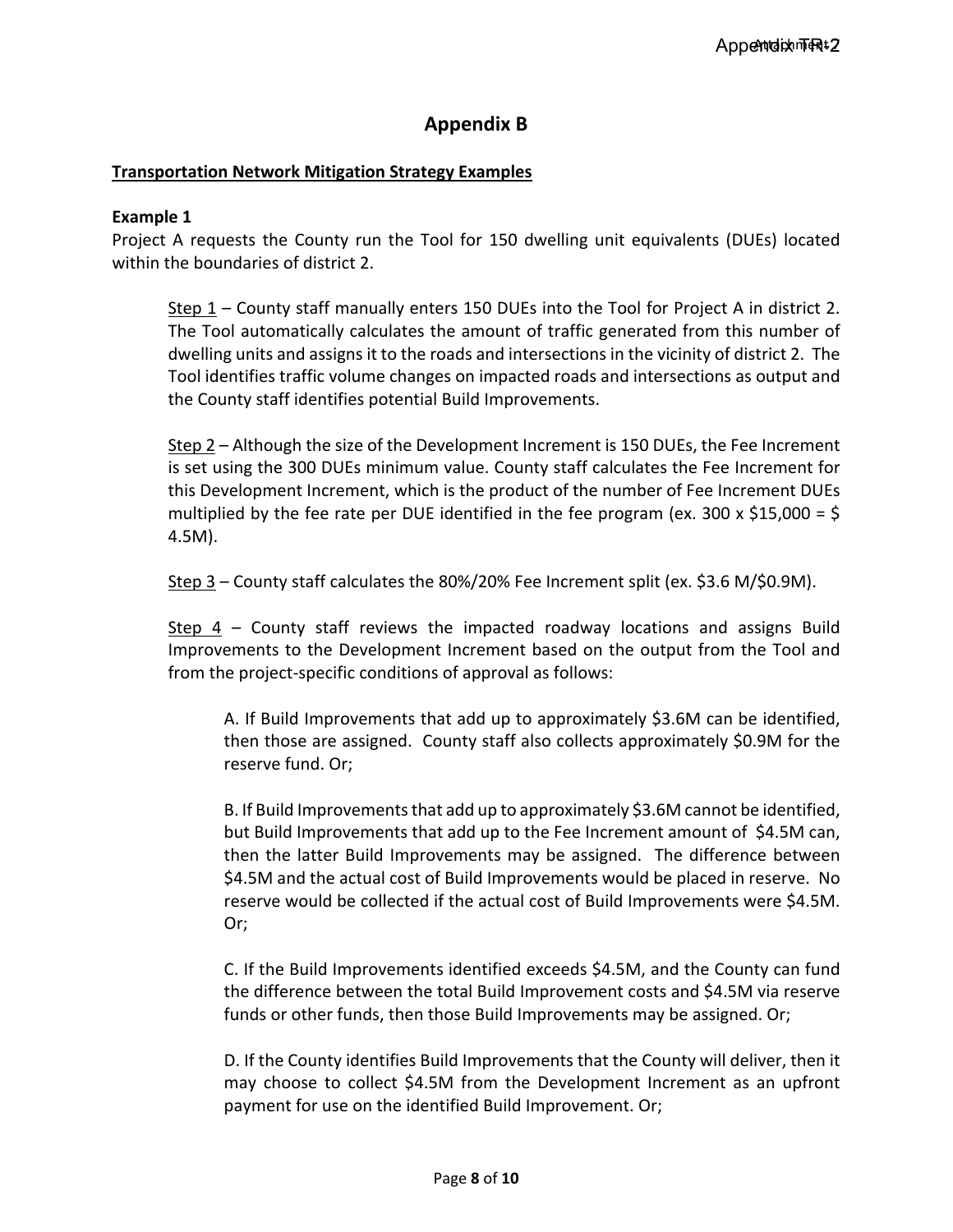# Appendix B

**Transportation Network Mitigation Strategy Examples**

**Example 1**

Project A requests the County run the Tool for 150 dwelling unit equivalents (DUEs) located within the boundaries of district 2.

> Step 1 – County staff manually enters 150 DUEs into the Tool for Project A in district 2. The Tool automatically calculates the amount of traffic generated from this number of dwelling units and assigns it to the roads and intersections in the vicinity of district 2. The Tool identifies traffic volume changes on impacted roads and intersections as output and the County staff identifies potential Build Improvements.
>
> Step 2 – Although the size of the Development Increment is 150 DUEs, the Fee Increment is set using the 300 DUEs minimum value. County staff calculates the Fee Increment for this Development Increment, which is the product of the number of Fee Increment DUEs multiplied by the fee rate per DUE identified in the fee program (ex. 300 x $15,000 = $ 4.5M).
>
> Step 3 – County staff calculates the 80%/20% Fee Increment split (ex. $3.6 M/$0.9M).
>
> Step 4 – County staff reviews the impacted roadway locations and assigns Build Improvements to the Development Increment based on the output from the Tool and from the project-specific conditions of approval as follows:
>
> > A. If Build Improvements that add up to approximately $3.6M can be identified, then those are assigned. County staff also collects approximately $0.9M for the reserve fund. Or;
> >
> > B. If Build Improvements that add up to approximately $3.6M cannot be identified, but Build Improvements that add up to the Fee Increment amount of $4.5M can, then the latter Build Improvements may be assigned. The difference between $4.5M and the actual cost of Build Improvements would be placed in reserve. No reserve would be collected if the actual cost of Build Improvements were $4.5M. Or;
> >
> > C. If the Build Improvements identified exceeds $4.5M, and the County can fund the difference between the total Build Improvement costs and $4.5M via reserve funds or other funds, then those Build Improvements may be assigned. Or;
> >
> > D. If the County identifies Build Improvements that the County will deliver, then it may choose to collect $4.5M from the Development Increment as an upfront payment for use on the identified Build Improvement. Or;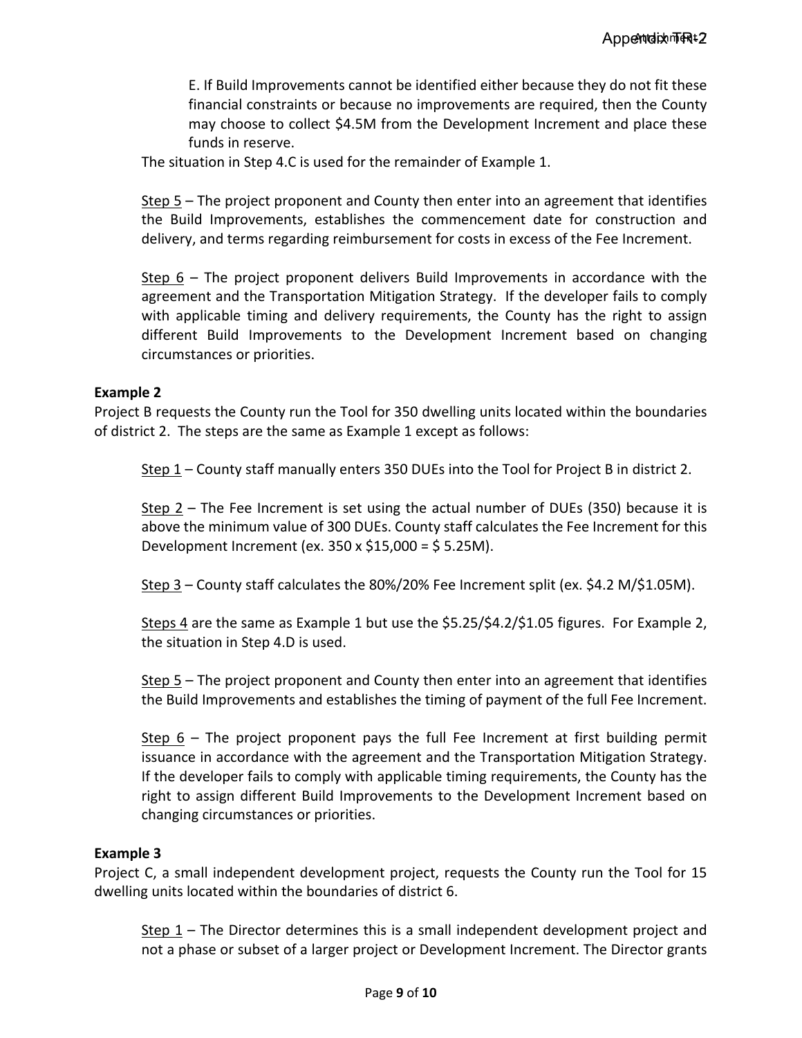E. If Build Improvements cannot be identified either because they do not fit these financial constraints or because no improvements are required, then the County may choose to collect $4.5M from the Development Increment and place these funds in reserve.

The situation in Step 4.C is used for the remainder of Example 1.

Step 5 – The project proponent and County then enter into an agreement that identifies the Build Improvements, establishes the commencement date for construction and delivery, and terms regarding reimbursement for costs in excess of the Fee Increment.

Step 6 – The project proponent delivers Build Improvements in accordance with the agreement and the Transportation Mitigation Strategy. If the developer fails to comply with applicable timing and delivery requirements, the County has the right to assign different Build Improvements to the Development Increment based on changing circumstances or priorities.

**Example 2**

Project B requests the County run the Tool for 350 dwelling units located within the boundaries of district 2. The steps are the same as Example 1 except as follows:

Step 1 – County staff manually enters 350 DUEs into the Tool for Project B in district 2.

Step 2 – The Fee Increment is set using the actual number of DUEs (350) because it is above the minimum value of 300 DUEs. County staff calculates the Fee Increment for this Development Increment (ex. 350 x $15,000 = $ 5.25M).

Step 3 – County staff calculates the 80%/20% Fee Increment split (ex. $4.2 M/$1.05M).

Steps 4 are the same as Example 1 but use the $5.25/$4.2/$1.05 figures. For Example 2, the situation in Step 4.D is used.

Step 5 – The project proponent and County then enter into an agreement that identifies the Build Improvements and establishes the timing of payment of the full Fee Increment.

Step 6 – The project proponent pays the full Fee Increment at first building permit issuance in accordance with the agreement and the Transportation Mitigation Strategy. If the developer fails to comply with applicable timing requirements, the County has the right to assign different Build Improvements to the Development Increment based on changing circumstances or priorities.

**Example 3**

Project C, a small independent development project, requests the County run the Tool for 15 dwelling units located within the boundaries of district 6.

Step 1 – The Director determines this is a small independent development project and not a phase or subset of a larger project or Development Increment. The Director grants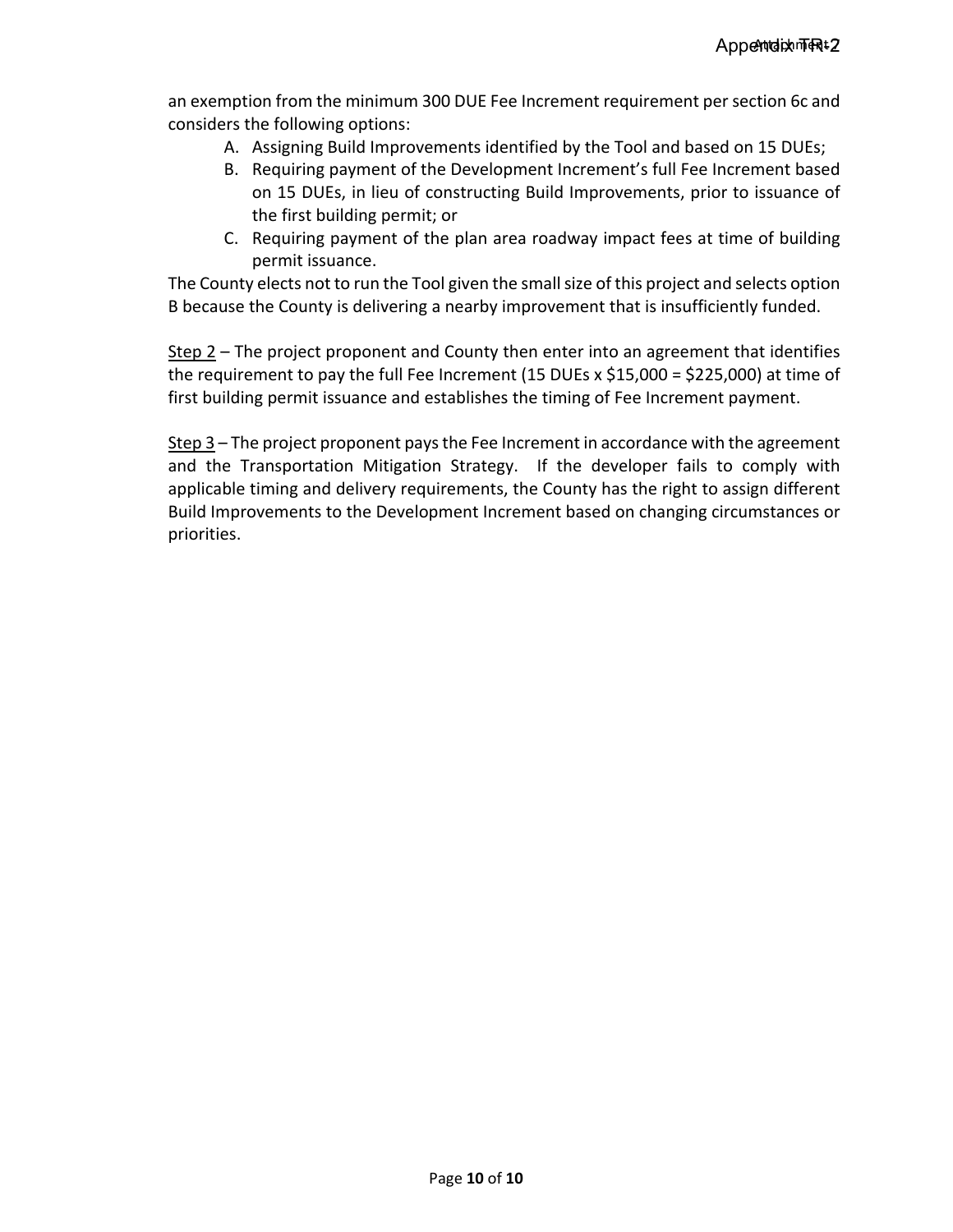an exemption from the minimum 300 DUE Fee Increment requirement per section 6c and considers the following options:

A. Assigning Build Improvements identified by the Tool and based on 15 DUEs;
B. Requiring payment of the Development Increment's full Fee Increment based on 15 DUEs, in lieu of constructing Build Improvements, prior to issuance of the first building permit; or
C. Requiring payment of the plan area roadway impact fees at time of building permit issuance.

The County elects not to run the Tool given the small size of this project and selects option B because the County is delivering a nearby improvement that is insufficiently funded.

<u>Step 2</u> – The project proponent and County then enter into an agreement that identifies the requirement to pay the full Fee Increment (15 DUEs x $15,000 = $225,000) at time of first building permit issuance and establishes the timing of Fee Increment payment.

<u>Step 3</u> – The project proponent pays the Fee Increment in accordance with the agreement and the Transportation Mitigation Strategy. If the developer fails to comply with applicable timing and delivery requirements, the County has the right to assign different Build Improvements to the Development Increment based on changing circumstances or priorities.